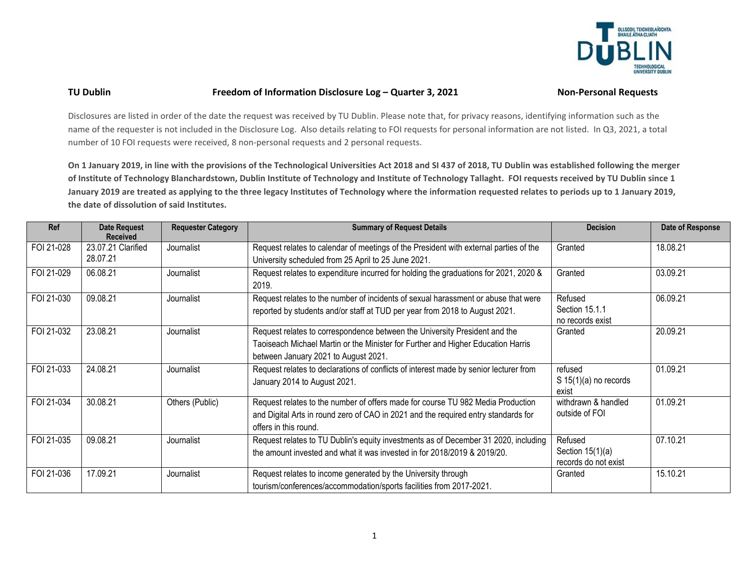**TU Dublin** **Freedom of Information Disclosure Log – Quarter 3, 2021** **Non-Personal Requests**

Disclosures are listed in order of the date the request was received by TU Dublin. Please note that, for privacy reasons, identifying information such as the name of the requester is not included in the Disclosure Log. Also details relating to FOI requests for personal information are not listed. In Q3, 2021, a total number of 10 FOI requests were received, 8 non-personal requests and 2 personal requests.

**On 1 January 2019, in line with the provisions of the Technological Universities Act 2018 and SI 437 of 2018, TU Dublin was established following the merger of Institute of Technology Blanchardstown, Dublin Institute of Technology and Institute of Technology Tallaght. FOI requests received by TU Dublin since 1 January 2019 are treated as applying to the three legacy Institutes of Technology where the information requested relates to periods up to 1 January 2019, the date of dissolution of said Institutes.**

| Ref | Date Request Received | Requester Category | Summary of Request Details | Decision | Date of Response |
|---|---|---|---|---|---|
| FOI 21-028 | 23.07.21 Clarified 28.07.21 | Journalist | Request relates to calendar of meetings of the President with external parties of the University scheduled from 25 April to 25 June 2021. | Granted | 18.08.21 |
| FOI 21-029 | 06.08.21 | Journalist | Request relates to expenditure incurred for holding the graduations for 2021, 2020 & 2019. | Granted | 03.09.21 |
| FOI 21-030 | 09.08.21 | Journalist | Request relates to the number of incidents of sexual harassment or abuse that were reported by students and/or staff at TUD per year from 2018 to August 2021. | Refused Section 15.1.1 no records exist | 06.09.21 |
| FOI 21-032 | 23.08.21 | Journalist | Request relates to correspondence between the University President and the Taoiseach Michael Martin or the Minister for Further and Higher Education Harris between January 2021 to August 2021. | Granted | 20.09.21 |
| FOI 21-033 | 24.08.21 | Journalist | Request relates to declarations of conflicts of interest made by senior lecturer from January 2014 to August 2021. | refused S 15(1)(a) no records exist | 01.09.21 |
| FOI 21-034 | 30.08.21 | Others (Public) | Request relates to the number of offers made for course TU 982 Media Production and Digital Arts in round zero of CAO in 2021 and the required entry standards for offers in this round. | withdrawn & handled outside of FOI | 01.09.21 |
| FOI 21-035 | 09.08.21 | Journalist | Request relates to TU Dublin's equity investments as of December 31 2020, including the amount invested and what it was invested in for 2018/2019 & 2019/20. | Refused Section 15(1)(a) records do not exist | 07.10.21 |
| FOI 21-036 | 17.09.21 | Journalist | Request relates to income generated by the University through tourism/conferences/accommodation/sports facilities from 2017-2021. | Granted | 15.10.21 |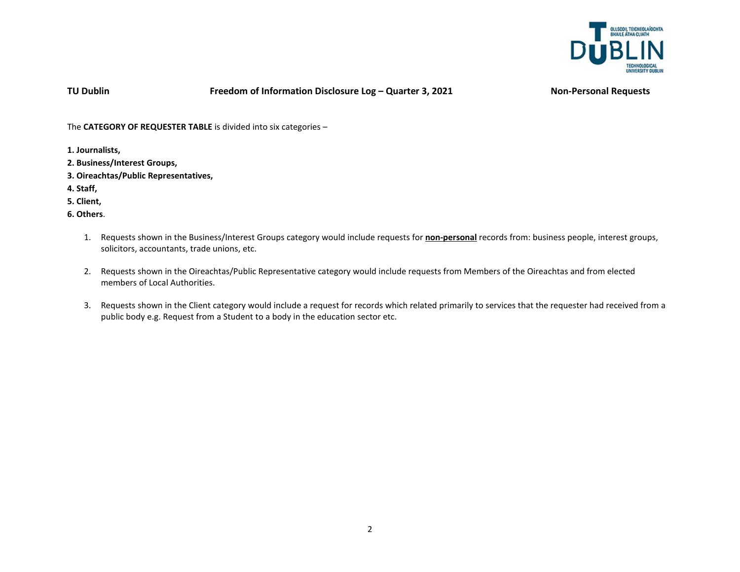**TU Dublin** **Freedom of Information Disclosure Log – Quarter 3, 2021** **Non-Personal Requests**

The **CATEGORY OF REQUESTER TABLE** is divided into six categories –

**1. Journalists,**
**2. Business/Interest Groups,**
**3. Oireachtas/Public Representatives,**
**4. Staff,**
**5. Client,**
**6. Others**.

1. Requests shown in the Business/Interest Groups category would include requests for **non-personal** records from: business people, interest groups, solicitors, accountants, trade unions, etc.

2. Requests shown in the Oireachtas/Public Representative category would include requests from Members of the Oireachtas and from elected members of Local Authorities.

3. Requests shown in the Client category would include a request for records which related primarily to services that the requester had received from a public body e.g. Request from a Student to a body in the education sector etc.